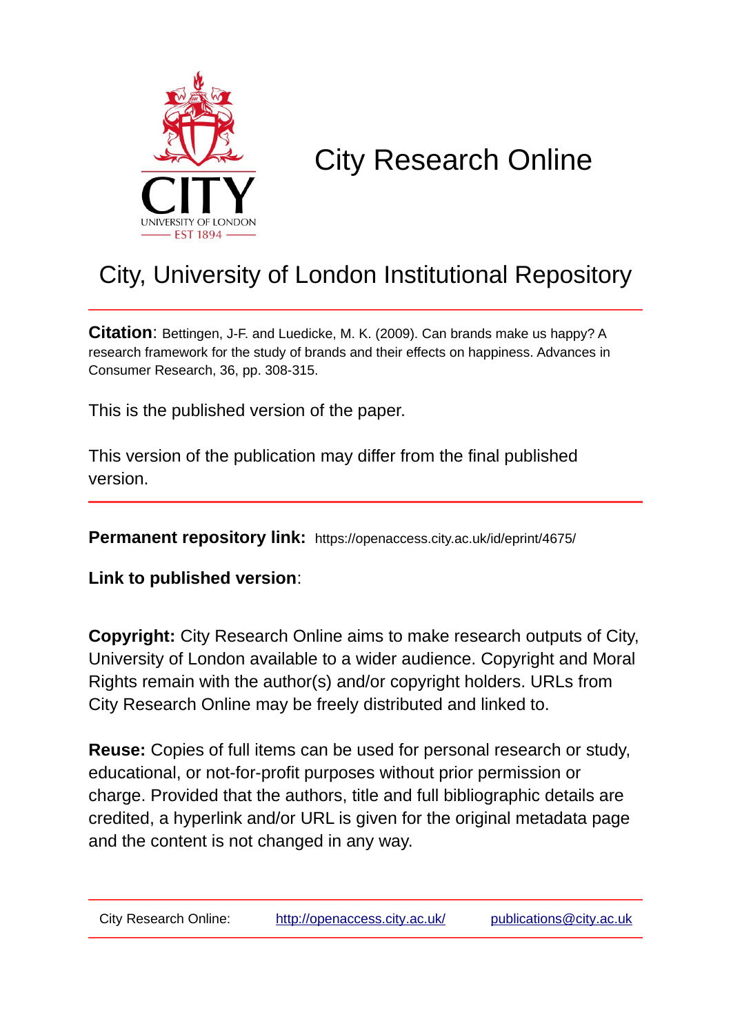# City Research Online

## City, University of London Institutional Repository

**Citation**: Bettingen, J-F. and Luedicke, M. K. (2009). Can brands make us happy? A research framework for the study of brands and their effects on happiness. Advances in Consumer Research, 36, pp. 308-315.

This is the published version of the paper.

This version of the publication may differ from the final published version.

**Permanent repository link:** https://openaccess.city.ac.uk/id/eprint/4675/

**Link to published version**:

**Copyright:** City Research Online aims to make research outputs of City, University of London available to a wider audience. Copyright and Moral Rights remain with the author(s) and/or copyright holders. URLs from City Research Online may be freely distributed and linked to.

**Reuse:** Copies of full items can be used for personal research or study, educational, or not-for-profit purposes without prior permission or charge. Provided that the authors, title and full bibliographic details are credited, a hyperlink and/or URL is given for the original metadata page and the content is not changed in any way.

City Research Online: http://openaccess.city.ac.uk/ publications@city.ac.uk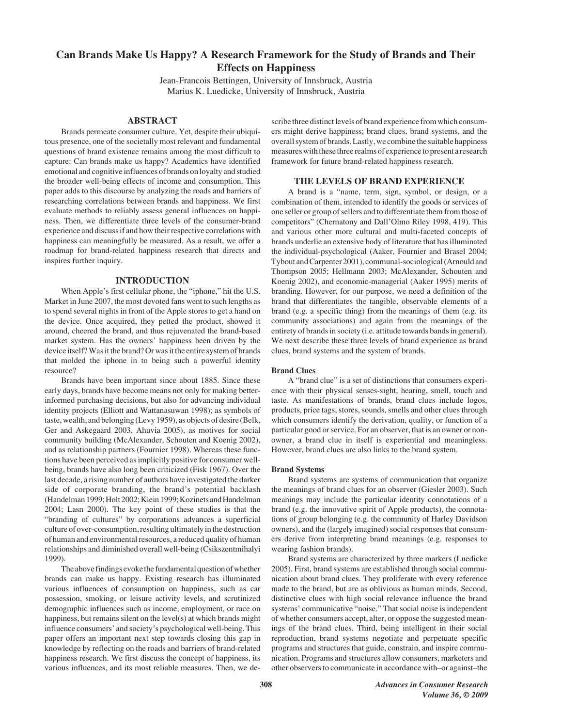# Can Brands Make Us Happy? A Research Framework for the Study of Brands and Their Effects on Happiness

Jean-Francois Bettingen, University of Innsbruck, Austria
Marius K. Luedicke, University of Innsbruck, Austria

## ABSTRACT

Brands permeate consumer culture. Yet, despite their ubiquitous presence, one of the societally most relevant and fundamental questions of brand existence remains among the most difficult to capture: Can brands make us happy? Academics have identified emotional and cognitive influences of brands on loyalty and studied the broader well-being effects of income and consumption. This paper adds to this discourse by analyzing the roads and barriers of researching correlations between brands and happiness. We first evaluate methods to reliably assess general influences on happiness. Then, we differentiate three levels of the consumer-brand experience and discuss if and how their respective correlations with happiness can meaningfully be measured. As a result, we offer a roadmap for brand-related happiness research that directs and inspires further inquiry.

## INTRODUCTION

When Apple's first cellular phone, the "iphone," hit the U.S. Market in June 2007, the most devoted fans went to such lengths as to spend several nights in front of the Apple stores to get a hand on the device. Once acquired, they petted the product, showed it around, cheered the brand, and thus rejuvenated the brand-based market system. Has the owners' happiness been driven by the device itself? Was it the brand? Or was it the entire system of brands that molded the iphone in to being such a powerful identity resource?

Brands have been important since about 1885. Since these early days, brands have become means not only for making better-informed purchasing decisions, but also for advancing individual identity projects (Elliott and Wattanasuwan 1998); as symbols of taste, wealth, and belonging (Levy 1959), as objects of desire (Belk, Ger and Askegaard 2003, Ahuvia 2005), as motives for social community building (McAlexander, Schouten and Koenig 2002), and as relationship partners (Fournier 1998). Whereas these functions have been perceived as implicitly positive for consumer well-being, brands have also long been criticized (Fisk 1967). Over the last decade, a rising number of authors have investigated the darker side of corporate branding, the brand's potential backlash (Handelman 1999; Holt 2002; Klein 1999; Kozinets and Handelman 2004; Lasn 2000). The key point of these studies is that the "branding of cultures" by corporations advances a superficial culture of over-consumption, resulting ultimately in the destruction of human and environmental resources, a reduced quality of human relationships and diminished overall well-being (Csikszentmihalyi 1999).

The above findings evoke the fundamental question of whether brands can make us happy. Existing research has illuminated various influences of consumption on happiness, such as car possession, smoking, or leisure activity levels, and scrutinized demographic influences such as income, employment, or race on happiness, but remains silent on the level(s) at which brands might influence consumers' and society's psychological well-being. This paper offers an important next step towards closing this gap in knowledge by reflecting on the roads and barriers of brand-related happiness research. We first discuss the concept of happiness, its various influences, and its most reliable measures. Then, we describe three distinct levels of brand experience from which consumers might derive happiness; brand clues, brand systems, and the overall system of brands. Lastly, we combine the suitable happiness measures with these three realms of experience to present a research framework for future brand-related happiness research.

## THE LEVELS OF BRAND EXPERIENCE

A brand is a "name, term, sign, symbol, or design, or a combination of them, intended to identify the goods or services of one seller or group of sellers and to differentiate them from those of competitors" (Chernatony and Dall'Olmo Riley 1998, 419). This and various other more cultural and multi-faceted concepts of brands underlie an extensive body of literature that has illuminated the individual-psychological (Aaker, Fournier and Brasel 2004; Tybout and Carpenter 2001), communal-sociological (Arnould and Thompson 2005; Hellmann 2003; McAlexander, Schouten and Koenig 2002), and economic-managerial (Aaker 1995) merits of branding. However, for our purpose, we need a definition of the brand that differentiates the tangible, observable elements of a brand (e.g. a specific thing) from the meanings of them (e.g. its community associations) and again from the meanings of the entirety of brands in society (i.e. attitude towards bands in general). We next describe these three levels of brand experience as brand clues, brand systems and the system of brands.

### Brand Clues

A "brand clue" is a set of distinctions that consumers experience with their physical senses-sight, hearing, smell, touch and taste. As manifestations of brands, brand clues include logos, products, price tags, stores, sounds, smells and other clues through which consumers identify the derivation, quality, or function of a particular good or service. For an observer, that is an owner or non-owner, a brand clue in itself is experiential and meaningless. However, brand clues are also links to the brand system.

### Brand Systems

Brand systems are systems of communication that organize the meanings of brand clues for an observer (Giesler 2003). Such meanings may include the particular identity connotations of a brand (e.g. the innovative spirit of Apple products), the connotations of group belonging (e.g. the community of Harley Davidson owners), and the (largely imagined) social responses that consumers derive from interpreting brand meanings (e.g. responses to wearing fashion brands).

Brand systems are characterized by three markers (Luedicke 2005). First, brand systems are established through social communication about brand clues. They proliferate with every reference made to the brand, but are as oblivious as human minds. Second, distinctive clues with high social relevance influence the brand systems' communicative "noise." That social noise is independent of whether consumers accept, alter, or oppose the suggested meanings of the brand clues. Third, being intelligent in their social reproduction, brand systems negotiate and perpetuate specific programs and structures that guide, constrain, and inspire communication. Programs and structures allow consumers, marketers and other observers to communicate in accordance with–or against–the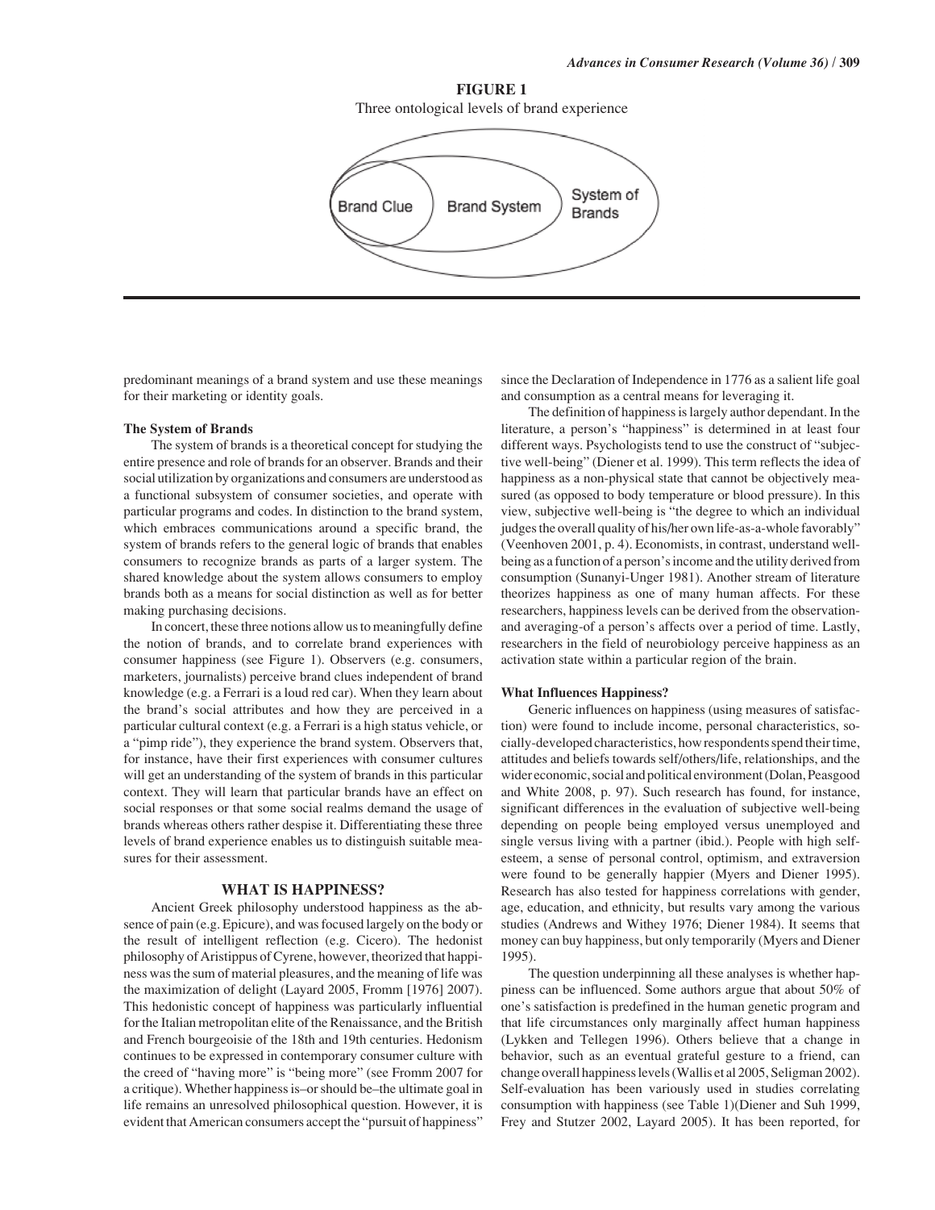**FIGURE 1**

Three ontological levels of brand experience

Brand Clue

Brand System

System of Brands

predominant meanings of a brand system and use these meanings for their marketing or identity goals.

**The System of Brands**

The system of brands is a theoretical concept for studying the entire presence and role of brands for an observer. Brands and their social utilization by organizations and consumers are understood as a functional subsystem of consumer societies, and operate with particular programs and codes. In distinction to the brand system, which embraces communications around a specific brand, the system of brands refers to the general logic of brands that enables consumers to recognize brands as parts of a larger system. The shared knowledge about the system allows consumers to employ brands both as a means for social distinction as well as for better making purchasing decisions.

In concert, these three notions allow us to meaningfully define the notion of brands, and to correlate brand experiences with consumer happiness (see Figure 1). Observers (e.g. consumers, marketers, journalists) perceive brand clues independent of brand knowledge (e.g. a Ferrari is a loud red car). When they learn about the brand's social attributes and how they are perceived in a particular cultural context (e.g. a Ferrari is a high status vehicle, or a "pimp ride"), they experience the brand system. Observers that, for instance, have their first experiences with consumer cultures will get an understanding of the system of brands in this particular context. They will learn that particular brands have an effect on social responses or that some social realms demand the usage of brands whereas others rather despise it. Differentiating these three levels of brand experience enables us to distinguish suitable measures for their assessment.

## WHAT IS HAPPINESS?

Ancient Greek philosophy understood happiness as the absence of pain (e.g. Epicure), and was focused largely on the body or the result of intelligent reflection (e.g. Cicero). The hedonist philosophy of Aristippus of Cyrene, however, theorized that happiness was the sum of material pleasures, and the meaning of life was the maximization of delight (Layard 2005, Fromm [1976] 2007). This hedonistic concept of happiness was particularly influential for the Italian metropolitan elite of the Renaissance, and the British and French bourgeoisie of the 18th and 19th centuries. Hedonism continues to be expressed in contemporary consumer culture with the creed of "having more" is "being more" (see Fromm 2007 for a critique). Whether happiness is–or should be–the ultimate goal in life remains an unresolved philosophical question. However, it is evident that American consumers accept the "pursuit of happiness" since the Declaration of Independence in 1776 as a salient life goal and consumption as a central means for leveraging it.

The definition of happiness is largely author dependant. In the literature, a person's "happiness" is determined in at least four different ways. Psychologists tend to use the construct of "subjective well-being" (Diener et al. 1999). This term reflects the idea of happiness as a non-physical state that cannot be objectively measured (as opposed to body temperature or blood pressure). In this view, subjective well-being is "the degree to which an individual judges the overall quality of his/her own life-as-a-whole favorably" (Veenhoven 2001, p. 4). Economists, in contrast, understand well-being as a function of a person's income and the utility derived from consumption (Sunanyi-Unger 1981). Another stream of literature theorizes happiness as one of many human affects. For these researchers, happiness levels can be derived from the observation-and averaging-of a person's affects over a period of time. Lastly, researchers in the field of neurobiology perceive happiness as an activation state within a particular region of the brain.

**What Influences Happiness?**

Generic influences on happiness (using measures of satisfaction) were found to include income, personal characteristics, socially-developed characteristics, how respondents spend their time, attitudes and beliefs towards self/others/life, relationships, and the wider economic, social and political environment (Dolan, Peasgood and White 2008, p. 97). Such research has found, for instance, significant differences in the evaluation of subjective well-being depending on people being employed versus unemployed and single versus living with a partner (ibid.). People with high self-esteem, a sense of personal control, optimism, and extraversion were found to be generally happier (Myers and Diener 1995). Research has also tested for happiness correlations with gender, age, education, and ethnicity, but results vary among the various studies (Andrews and Withey 1976; Diener 1984). It seems that money can buy happiness, but only temporarily (Myers and Diener 1995).

The question underpinning all these analyses is whether happiness can be influenced. Some authors argue that about 50% of one's satisfaction is predefined in the human genetic program and that life circumstances only marginally affect human happiness (Lykken and Tellegen 1996). Others believe that a change in behavior, such as an eventual grateful gesture to a friend, can change overall happiness levels (Wallis et al 2005, Seligman 2002). Self-evaluation has been variously used in studies correlating consumption with happiness (see Table 1)(Diener and Suh 1999, Frey and Stutzer 2002, Layard 2005). It has been reported, for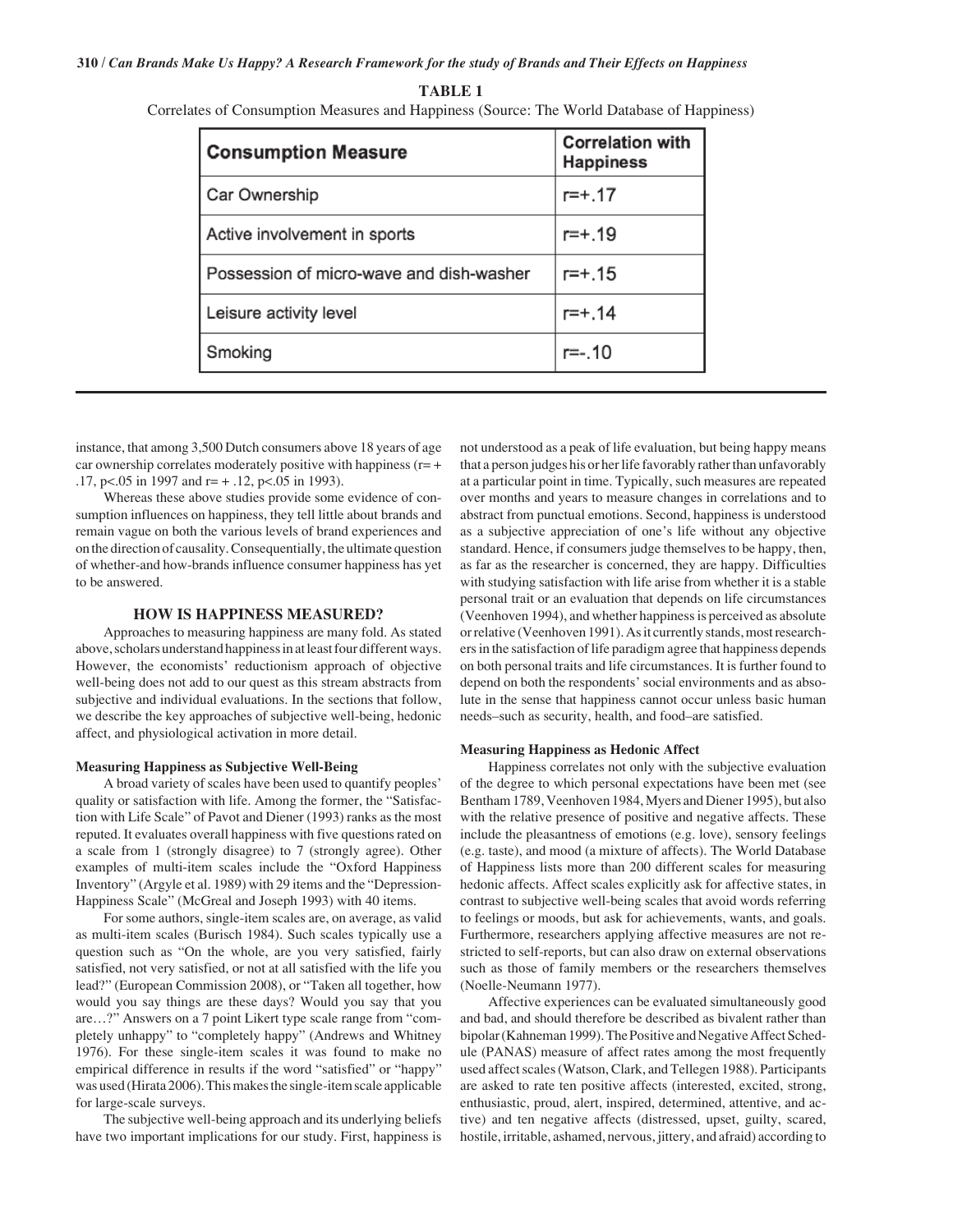**TABLE 1**

Correlates of Consumption Measures and Happiness (Source: The World Database of Happiness)

| Consumption Measure | Correlation with Happiness |
|---|---|
| Car Ownership | r=+.17 |
| Active involvement in sports | r=+.19 |
| Possession of micro-wave and dish-washer | r=+.15 |
| Leisure activity level | r=+.14 |
| Smoking | r=-.10 |

instance, that among 3,500 Dutch consumers above 18 years of age car ownership correlates moderately positive with happiness (r= + .17, p<.05 in 1997 and r= + .12, p<.05 in 1993).

Whereas these above studies provide some evidence of consumption influences on happiness, they tell little about brands and remain vague on both the various levels of brand experiences and on the direction of causality. Consequentially, the ultimate question of whether-and how-brands influence consumer happiness has yet to be answered.

## HOW IS HAPPINESS MEASURED?

Approaches to measuring happiness are many fold. As stated above, scholars understand happiness in at least four different ways. However, the economists' reductionism approach of objective well-being does not add to our quest as this stream abstracts from subjective and individual evaluations. In the sections that follow, we describe the key approaches of subjective well-being, hedonic affect, and physiological activation in more detail.

### Measuring Happiness as Subjective Well-Being

A broad variety of scales have been used to quantify peoples' quality or satisfaction with life. Among the former, the "Satisfaction with Life Scale" of Pavot and Diener (1993) ranks as the most reputed. It evaluates overall happiness with five questions rated on a scale from 1 (strongly disagree) to 7 (strongly agree). Other examples of multi-item scales include the "Oxford Happiness Inventory" (Argyle et al. 1989) with 29 items and the "Depression-Happiness Scale" (McGreal and Joseph 1993) with 40 items.

For some authors, single-item scales are, on average, as valid as multi-item scales (Burisch 1984). Such scales typically use a question such as "On the whole, are you very satisfied, fairly satisfied, not very satisfied, or not at all satisfied with the life you lead?" (European Commission 2008), or "Taken all together, how would you say things are these days? Would you say that you are…?" Answers on a 7 point Likert type scale range from "completely unhappy" to "completely happy" (Andrews and Whitney 1976). For these single-item scales it was found to make no empirical difference in results if the word "satisfied" or "happy" was used (Hirata 2006). This makes the single-item scale applicable for large-scale surveys.

The subjective well-being approach and its underlying beliefs have two important implications for our study. First, happiness is not understood as a peak of life evaluation, but being happy means that a person judges his or her life favorably rather than unfavorably at a particular point in time. Typically, such measures are repeated over months and years to measure changes in correlations and to abstract from punctual emotions. Second, happiness is understood as a subjective appreciation of one's life without any objective standard. Hence, if consumers judge themselves to be happy, then, as far as the researcher is concerned, they are happy. Difficulties with studying satisfaction with life arise from whether it is a stable personal trait or an evaluation that depends on life circumstances (Veenhoven 1994), and whether happiness is perceived as absolute or relative (Veenhoven 1991). As it currently stands, most researchers in the satisfaction of life paradigm agree that happiness depends on both personal traits and life circumstances. It is further found to depend on both the respondents' social environments and as absolute in the sense that happiness cannot occur unless basic human needs–such as security, health, and food–are satisfied.

### Measuring Happiness as Hedonic Affect

Happiness correlates not only with the subjective evaluation of the degree to which personal expectations have been met (see Bentham 1789, Veenhoven 1984, Myers and Diener 1995), but also with the relative presence of positive and negative affects. These include the pleasantness of emotions (e.g. love), sensory feelings (e.g. taste), and mood (a mixture of affects). The World Database of Happiness lists more than 200 different scales for measuring hedonic affects. Affect scales explicitly ask for affective states, in contrast to subjective well-being scales that avoid words referring to feelings or moods, but ask for achievements, wants, and goals. Furthermore, researchers applying affective measures are not restricted to self-reports, but can also draw on external observations such as those of family members or the researchers themselves (Noelle-Neumann 1977).

Affective experiences can be evaluated simultaneously good and bad, and should therefore be described as bivalent rather than bipolar (Kahneman 1999). The Positive and Negative Affect Schedule (PANAS) measure of affect rates among the most frequently used affect scales (Watson, Clark, and Tellegen 1988). Participants are asked to rate ten positive affects (interested, excited, strong, enthusiastic, proud, alert, inspired, determined, attentive, and active) and ten negative affects (distressed, upset, guilty, scared, hostile, irritable, ashamed, nervous, jittery, and afraid) according to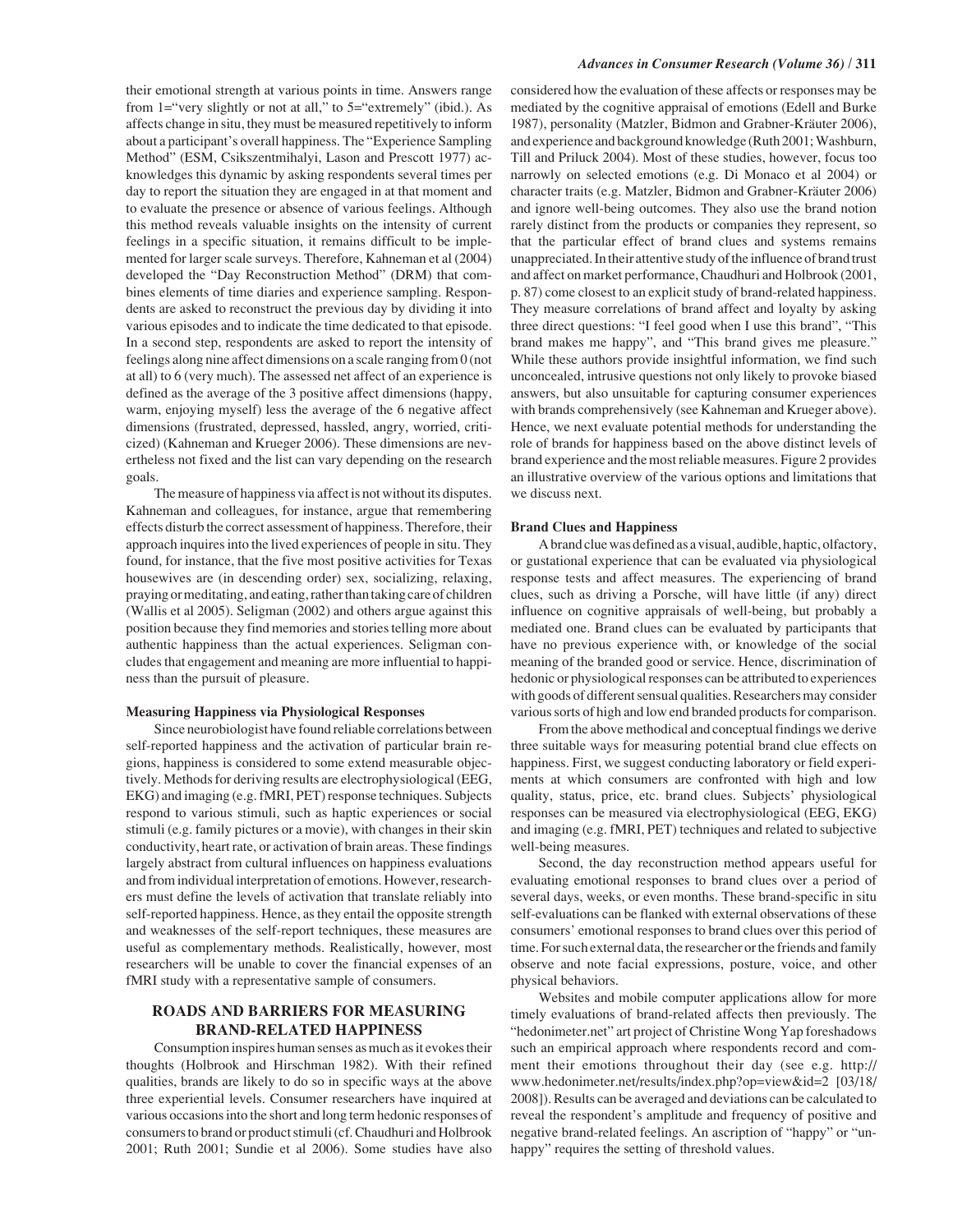their emotional strength at various points in time. Answers range from 1="very slightly or not at all," to 5="extremely" (ibid.). As affects change in situ, they must be measured repetitively to inform about a participant's overall happiness. The "Experience Sampling Method" (ESM, Csikszentmihalyi, Lason and Prescott 1977) acknowledges this dynamic by asking respondents several times per day to report the situation they are engaged in at that moment and to evaluate the presence or absence of various feelings. Although this method reveals valuable insights on the intensity of current feelings in a specific situation, it remains difficult to be implemented for larger scale surveys. Therefore, Kahneman et al (2004) developed the "Day Reconstruction Method" (DRM) that combines elements of time diaries and experience sampling. Respondents are asked to reconstruct the previous day by dividing it into various episodes and to indicate the time dedicated to that episode. In a second step, respondents are asked to report the intensity of feelings along nine affect dimensions on a scale ranging from 0 (not at all) to 6 (very much). The assessed net affect of an experience is defined as the average of the 3 positive affect dimensions (happy, warm, enjoying myself) less the average of the 6 negative affect dimensions (frustrated, depressed, hassled, angry, worried, criticized) (Kahneman and Krueger 2006). These dimensions are nevertheless not fixed and the list can vary depending on the research goals.

The measure of happiness via affect is not without its disputes. Kahneman and colleagues, for instance, argue that remembering effects disturb the correct assessment of happiness. Therefore, their approach inquires into the lived experiences of people in situ. They found, for instance, that the five most positive activities for Texas housewives are (in descending order) sex, socializing, relaxing, praying or meditating, and eating, rather than taking care of children (Wallis et al 2005). Seligman (2002) and others argue against this position because they find memories and stories telling more about authentic happiness than the actual experiences. Seligman concludes that engagement and meaning are more influential to happiness than the pursuit of pleasure.

### Measuring Happiness via Physiological Responses

Since neurobiologist have found reliable correlations between self-reported happiness and the activation of particular brain regions, happiness is considered to some extend measurable objectively. Methods for deriving results are electrophysiological (EEG, EKG) and imaging (e.g. fMRI, PET) response techniques. Subjects respond to various stimuli, such as haptic experiences or social stimuli (e.g. family pictures or a movie), with changes in their skin conductivity, heart rate, or activation of brain areas. These findings largely abstract from cultural influences on happiness evaluations and from individual interpretation of emotions. However, researchers must define the levels of activation that translate reliably into self-reported happiness. Hence, as they entail the opposite strength and weaknesses of the self-report techniques, these measures are useful as complementary methods. Realistically, however, most researchers will be unable to cover the financial expenses of an fMRI study with a representative sample of consumers.

## ROADS AND BARRIERS FOR MEASURING BRAND-RELATED HAPPINESS

Consumption inspires human senses as much as it evokes their thoughts (Holbrook and Hirschman 1982). With their refined qualities, brands are likely to do so in specific ways at the above three experiential levels. Consumer researchers have inquired at various occasions into the short and long term hedonic responses of consumers to brand or product stimuli (cf. Chaudhuri and Holbrook 2001; Ruth 2001; Sundie et al 2006). Some studies have also considered how the evaluation of these affects or responses may be mediated by the cognitive appraisal of emotions (Edell and Burke 1987), personality (Matzler, Bidmon and Grabner-Kräuter 2006), and experience and background knowledge (Ruth 2001; Washburn, Till and Priluck 2004). Most of these studies, however, focus too narrowly on selected emotions (e.g. Di Monaco et al 2004) or character traits (e.g. Matzler, Bidmon and Grabner-Kräuter 2006) and ignore well-being outcomes. They also use the brand notion rarely distinct from the products or companies they represent, so that the particular effect of brand clues and systems remains unappreciated. In their attentive study of the influence of brand trust and affect on market performance, Chaudhuri and Holbrook (2001, p. 87) come closest to an explicit study of brand-related happiness. They measure correlations of brand affect and loyalty by asking three direct questions: "I feel good when I use this brand", "This brand makes me happy", and "This brand gives me pleasure." While these authors provide insightful information, we find such unconcealed, intrusive questions not only likely to provoke biased answers, but also unsuitable for capturing consumer experiences with brands comprehensively (see Kahneman and Krueger above). Hence, we next evaluate potential methods for understanding the role of brands for happiness based on the above distinct levels of brand experience and the most reliable measures. Figure 2 provides an illustrative overview of the various options and limitations that we discuss next.

### Brand Clues and Happiness

A brand clue was defined as a visual, audible, haptic, olfactory, or gustational experience that can be evaluated via physiological response tests and affect measures. The experiencing of brand clues, such as driving a Porsche, will have little (if any) direct influence on cognitive appraisals of well-being, but probably a mediated one. Brand clues can be evaluated by participants that have no previous experience with, or knowledge of the social meaning of the branded good or service. Hence, discrimination of hedonic or physiological responses can be attributed to experiences with goods of different sensual qualities. Researchers may consider various sorts of high and low end branded products for comparison.

From the above methodical and conceptual findings we derive three suitable ways for measuring potential brand clue effects on happiness. First, we suggest conducting laboratory or field experiments at which consumers are confronted with high and low quality, status, price, etc. brand clues. Subjects' physiological responses can be measured via electrophysiological (EEG, EKG) and imaging (e.g. fMRI, PET) techniques and related to subjective well-being measures.

Second, the day reconstruction method appears useful for evaluating emotional responses to brand clues over a period of several days, weeks, or even months. These brand-specific in situ self-evaluations can be flanked with external observations of these consumers' emotional responses to brand clues over this period of time. For such external data, the researcher or the friends and family observe and note facial expressions, posture, voice, and other physical behaviors.

Websites and mobile computer applications allow for more timely evaluations of brand-related affects then previously. The "hedonimeter.net" art project of Christine Wong Yap foreshadows such an empirical approach where respondents record and comment their emotions throughout their day (see e.g. http://www.hedonimeter.net/results/index.php?op=view&id=2 [03/18/2008]). Results can be averaged and deviations can be calculated to reveal the respondent's amplitude and frequency of positive and negative brand-related feelings. An ascription of "happy" or "unhappy" requires the setting of threshold values.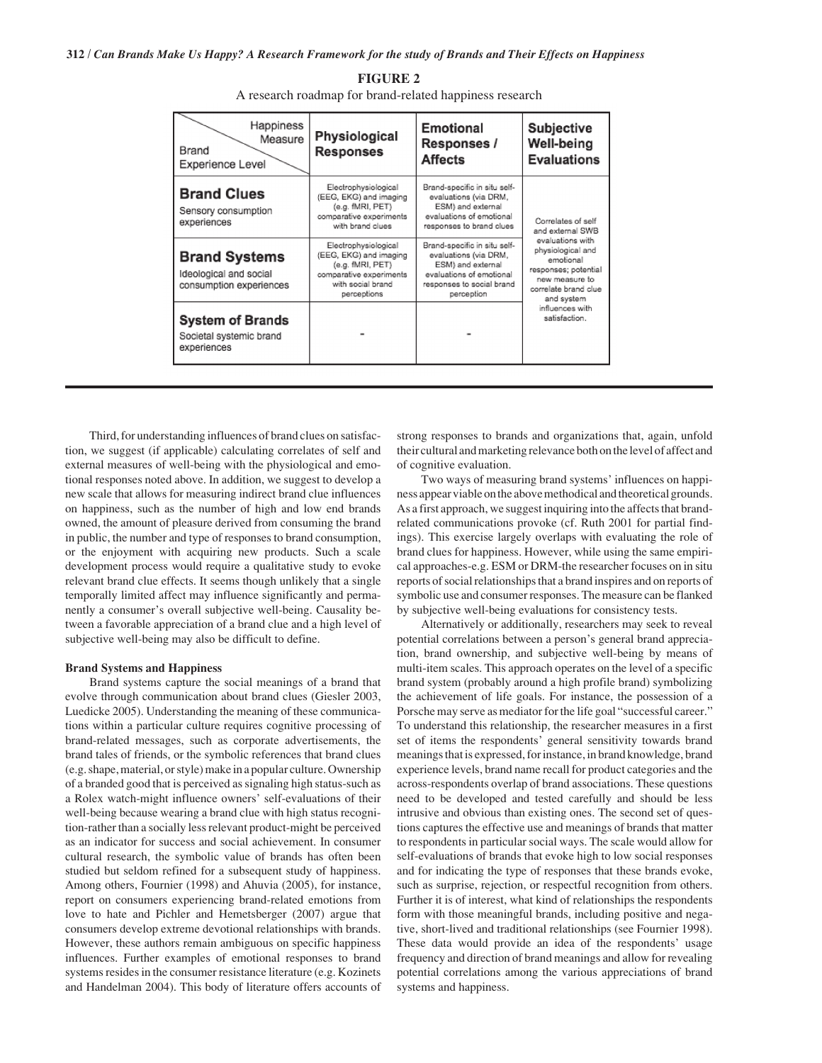**FIGURE 2**

A research roadmap for brand-related happiness research

| Brand Experience Level \ Happiness Measure | Physiological Responses | Emotional Responses / Affects | Subjective Well-being Evaluations |
|---|---|---|---|
| **Brand Clues** Sensory consumption experiences | Electrophysiological (EEG, EKG) and imaging (e.g. fMRI, PET) comparative experiments with brand clues | Brand-specific in situ self-evaluations (via DRM, ESM) and external evaluations of emotional responses to brand clues | Correlates of self and external SWB evaluations with physiological and emotional responses; potential new measure to correlate brand clue and system influences with satisfaction. |
| **Brand Systems** Ideological and social consumption experiences | Electrophysiological (EEG, EKG) and imaging (e.g. fMRI, PET) comparative experiments with social brand perceptions | Brand-specific in situ self-evaluations (via DRM, ESM) and external evaluations of emotional responses to social brand perception | |
| **System of Brands** Societal systemic brand experiences | - | - | |

Third, for understanding influences of brand clues on satisfaction, we suggest (if applicable) calculating correlates of self and external measures of well-being with the physiological and emotional responses noted above. In addition, we suggest to develop a new scale that allows for measuring indirect brand clue influences on happiness, such as the number of high and low end brands owned, the amount of pleasure derived from consuming the brand in public, the number and type of responses to brand consumption, or the enjoyment with acquiring new products. Such a scale development process would require a qualitative study to evoke relevant brand clue effects. It seems though unlikely that a single temporally limited affect may influence significantly and permanently a consumer's overall subjective well-being. Causality between a favorable appreciation of a brand clue and a high level of subjective well-being may also be difficult to define.

### Brand Systems and Happiness

Brand systems capture the social meanings of a brand that evolve through communication about brand clues (Giesler 2003, Luedicke 2005). Understanding the meaning of these communications within a particular culture requires cognitive processing of brand-related messages, such as corporate advertisements, the brand tales of friends, or the symbolic references that brand clues (e.g. shape, material, or style) make in a popular culture. Ownership of a branded good that is perceived as signaling high status-such as a Rolex watch-might influence owners' self-evaluations of their well-being because wearing a brand clue with high status recognition-rather than a socially less relevant product-might be perceived as an indicator for success and social achievement. In consumer cultural research, the symbolic value of brands has often been studied but seldom refined for a subsequent study of happiness. Among others, Fournier (1998) and Ahuvia (2005), for instance, report on consumers experiencing brand-related emotions from love to hate and Pichler and Hemetsberger (2007) argue that consumers develop extreme devotional relationships with brands. However, these authors remain ambiguous on specific happiness influences. Further examples of emotional responses to brand systems resides in the consumer resistance literature (e.g. Kozinets and Handelman 2004). This body of literature offers accounts of strong responses to brands and organizations that, again, unfold their cultural and marketing relevance both on the level of affect and of cognitive evaluation.

Two ways of measuring brand systems' influences on happiness appear viable on the above methodical and theoretical grounds. As a first approach, we suggest inquiring into the affects that brand-related communications provoke (cf. Ruth 2001 for partial findings). This exercise largely overlaps with evaluating the role of brand clues for happiness. However, while using the same empirical approaches-e.g. ESM or DRM-the researcher focuses on in situ reports of social relationships that a brand inspires and on reports of symbolic use and consumer responses. The measure can be flanked by subjective well-being evaluations for consistency tests.

Alternatively or additionally, researchers may seek to reveal potential correlations between a person's general brand appreciation, brand ownership, and subjective well-being by means of multi-item scales. This approach operates on the level of a specific brand system (probably around a high profile brand) symbolizing the achievement of life goals. For instance, the possession of a Porsche may serve as mediator for the life goal "successful career." To understand this relationship, the researcher measures in a first set of items the respondents' general sensitivity towards brand meanings that is expressed, for instance, in brand knowledge, brand experience levels, brand name recall for product categories and the across-respondents overlap of brand associations. These questions need to be developed and tested carefully and should be less intrusive and obvious than existing ones. The second set of questions captures the effective use and meanings of brands that matter to respondents in particular social ways. The scale would allow for self-evaluations of brands that evoke high to low social responses and for indicating the type of responses that these brands evoke, such as surprise, rejection, or respectful recognition from others. Further it is of interest, what kind of relationships the respondents form with those meaningful brands, including positive and negative, short-lived and traditional relationships (see Fournier 1998). These data would provide an idea of the respondents' usage frequency and direction of brand meanings and allow for revealing potential correlations among the various appreciations of brand systems and happiness.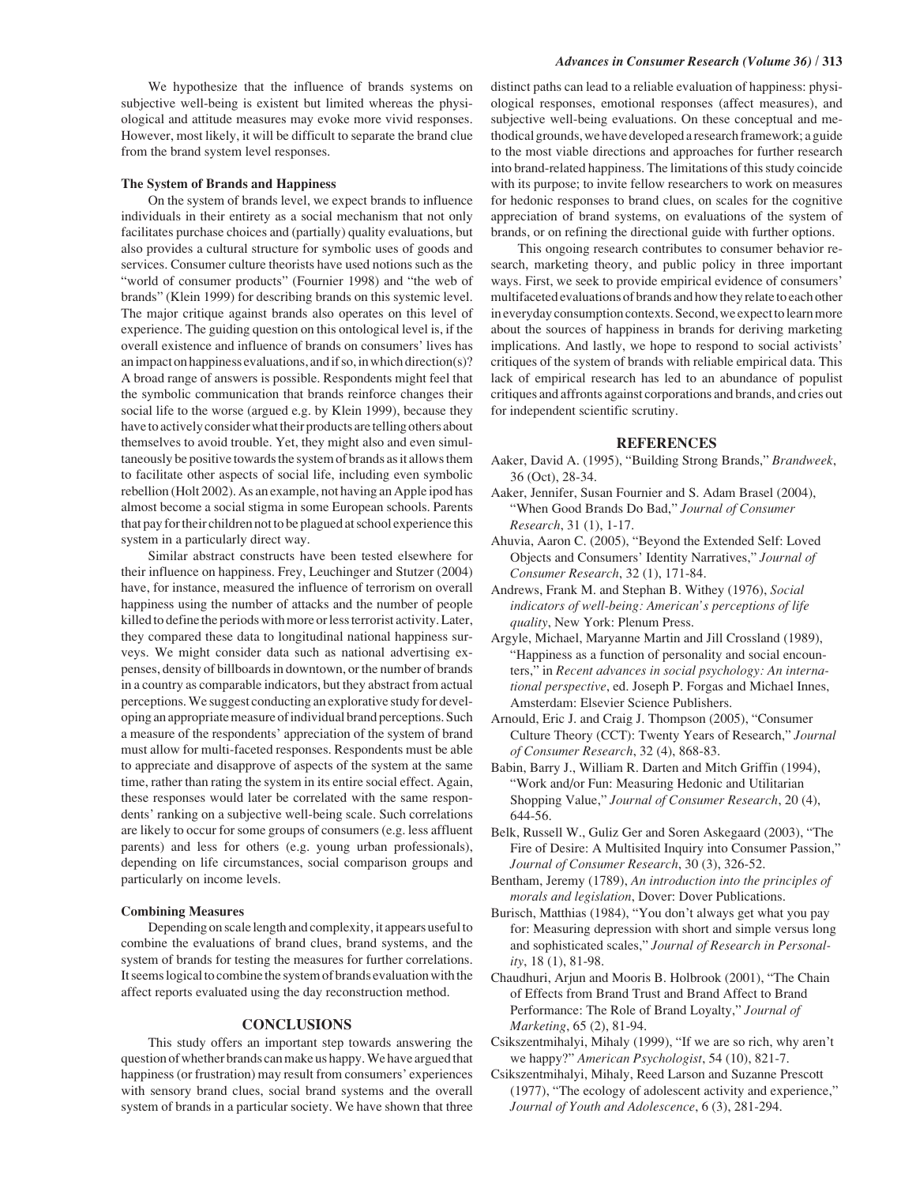We hypothesize that the influence of brands systems on subjective well-being is existent but limited whereas the physiological and attitude measures may evoke more vivid responses. However, most likely, it will be difficult to separate the brand clue from the brand system level responses.

**The System of Brands and Happiness**

On the system of brands level, we expect brands to influence individuals in their entirety as a social mechanism that not only facilitates purchase choices and (partially) quality evaluations, but also provides a cultural structure for symbolic uses of goods and services. Consumer culture theorists have used notions such as the "world of consumer products" (Fournier 1998) and "the web of brands" (Klein 1999) for describing brands on this systemic level. The major critique against brands also operates on this level of experience. The guiding question on this ontological level is, if the overall existence and influence of brands on consumers' lives has an impact on happiness evaluations, and if so, in which direction(s)? A broad range of answers is possible. Respondents might feel that the symbolic communication that brands reinforce changes their social life to the worse (argued e.g. by Klein 1999), because they have to actively consider what their products are telling others about themselves to avoid trouble. Yet, they might also and even simultaneously be positive towards the system of brands as it allows them to facilitate other aspects of social life, including even symbolic rebellion (Holt 2002). As an example, not having an Apple ipod has almost become a social stigma in some European schools. Parents that pay for their children not to be plagued at school experience this system in a particularly direct way.

Similar abstract constructs have been tested elsewhere for their influence on happiness. Frey, Leuchinger and Stutzer (2004) have, for instance, measured the influence of terrorism on overall happiness using the number of attacks and the number of people killed to define the periods with more or less terrorist activity. Later, they compared these data to longitudinal national happiness surveys. We might consider data such as national advertising expenses, density of billboards in downtown, or the number of brands in a country as comparable indicators, but they abstract from actual perceptions. We suggest conducting an explorative study for developing an appropriate measure of individual brand perceptions. Such a measure of the respondents' appreciation of the system of brand must allow for multi-faceted responses. Respondents must be able to appreciate and disapprove of aspects of the system at the same time, rather than rating the system in its entire social effect. Again, these responses would later be correlated with the same respondents' ranking on a subjective well-being scale. Such correlations are likely to occur for some groups of consumers (e.g. less affluent parents) and less for others (e.g. young urban professionals), depending on life circumstances, social comparison groups and particularly on income levels.

**Combining Measures**

Depending on scale length and complexity, it appears useful to combine the evaluations of brand clues, brand systems, and the system of brands for testing the measures for further correlations. It seems logical to combine the system of brands evaluation with the affect reports evaluated using the day reconstruction method.

## CONCLUSIONS

This study offers an important step towards answering the question of whether brands can make us happy. We have argued that happiness (or frustration) may result from consumers' experiences with sensory brand clues, social brand systems and the overall system of brands in a particular society. We have shown that three distinct paths can lead to a reliable evaluation of happiness: physiological responses, emotional responses (affect measures), and subjective well-being evaluations. On these conceptual and methodical grounds, we have developed a research framework; a guide to the most viable directions and approaches for further research into brand-related happiness. The limitations of this study coincide with its purpose; to invite fellow researchers to work on measures for hedonic responses to brand clues, on scales for the cognitive appreciation of brand systems, on evaluations of the system of brands, or on refining the directional guide with further options.

This ongoing research contributes to consumer behavior research, marketing theory, and public policy in three important ways. First, we seek to provide empirical evidence of consumers' multifaceted evaluations of brands and how they relate to each other in everyday consumption contexts. Second, we expect to learn more about the sources of happiness in brands for deriving marketing implications. And lastly, we hope to respond to social activists' critiques of the system of brands with reliable empirical data. This lack of empirical research has led to an abundance of populist critiques and affronts against corporations and brands, and cries out for independent scientific scrutiny.

## REFERENCES

Aaker, David A. (1995), "Building Strong Brands," *Brandweek*, 36 (Oct), 28-34.

Aaker, Jennifer, Susan Fournier and S. Adam Brasel (2004), "When Good Brands Do Bad," *Journal of Consumer Research*, 31 (1), 1-17.

Ahuvia, Aaron C. (2005), "Beyond the Extended Self: Loved Objects and Consumers' Identity Narratives," *Journal of Consumer Research*, 32 (1), 171-84.

Andrews, Frank M. and Stephan B. Withey (1976), *Social indicators of well-being: American's perceptions of life quality*, New York: Plenum Press.

Argyle, Michael, Maryanne Martin and Jill Crossland (1989), "Happiness as a function of personality and social encounters," in *Recent advances in social psychology: An international perspective*, ed. Joseph P. Forgas and Michael Innes, Amsterdam: Elsevier Science Publishers.

Arnould, Eric J. and Craig J. Thompson (2005), "Consumer Culture Theory (CCT): Twenty Years of Research," *Journal of Consumer Research*, 32 (4), 868-83.

Babin, Barry J., William R. Darten and Mitch Griffin (1994), "Work and/or Fun: Measuring Hedonic and Utilitarian Shopping Value," *Journal of Consumer Research*, 20 (4), 644-56.

Belk, Russell W., Guliz Ger and Soren Askegaard (2003), "The Fire of Desire: A Multisited Inquiry into Consumer Passion," *Journal of Consumer Research*, 30 (3), 326-52.

Bentham, Jeremy (1789), *An introduction into the principles of morals and legislation*, Dover: Dover Publications.

Burisch, Matthias (1984), "You don't always get what you pay for: Measuring depression with short and simple versus long and sophisticated scales," *Journal of Research in Personality*, 18 (1), 81-98.

Chaudhuri, Arjun and Mooris B. Holbrook (2001), "The Chain of Effects from Brand Trust and Brand Affect to Brand Performance: The Role of Brand Loyalty," *Journal of Marketing*, 65 (2), 81-94.

Csikszentmihalyi, Mihaly (1999), "If we are so rich, why aren't we happy?" *American Psychologist*, 54 (10), 821-7.

Csikszentmihalyi, Mihaly, Reed Larson and Suzanne Prescott (1977), "The ecology of adolescent activity and experience," *Journal of Youth and Adolescence*, 6 (3), 281-294.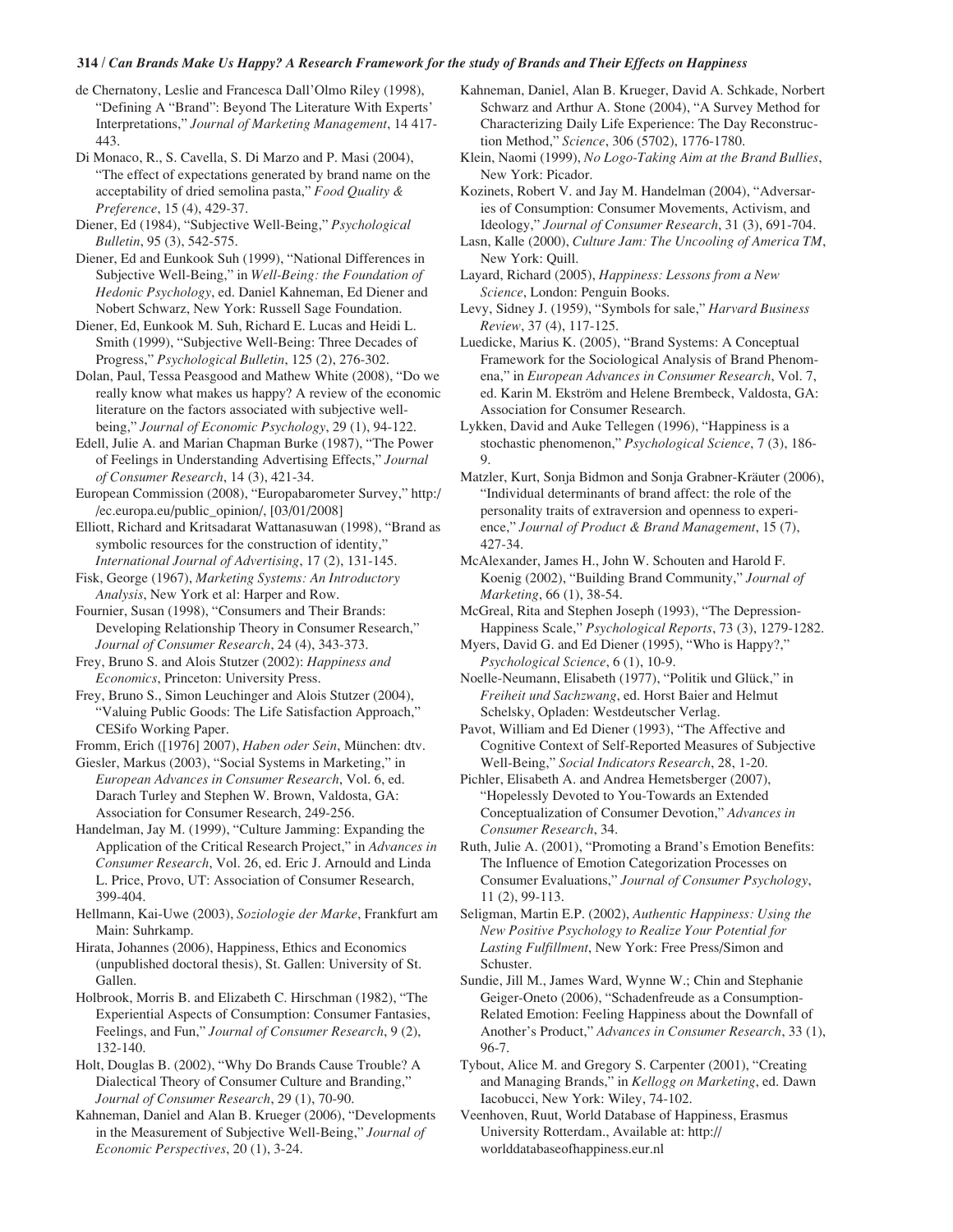de Chernatony, Leslie and Francesca Dall'Olmo Riley (1998), "Defining A "Brand": Beyond The Literature With Experts' Interpretations," *Journal of Marketing Management*, 14 417-443.

Di Monaco, R., S. Cavella, S. Di Marzo and P. Masi (2004), "The effect of expectations generated by brand name on the acceptability of dried semolina pasta," *Food Quality & Preference*, 15 (4), 429-37.

Diener, Ed (1984), "Subjective Well-Being," *Psychological Bulletin*, 95 (3), 542-575.

Diener, Ed and Eunkook Suh (1999), "National Differences in Subjective Well-Being," in *Well-Being: the Foundation of Hedonic Psychology*, ed. Daniel Kahneman, Ed Diener and Nobert Schwarz, New York: Russell Sage Foundation.

Diener, Ed, Eunkook M. Suh, Richard E. Lucas and Heidi L. Smith (1999), "Subjective Well-Being: Three Decades of Progress," *Psychological Bulletin*, 125 (2), 276-302.

Dolan, Paul, Tessa Peasgood and Mathew White (2008), "Do we really know what makes us happy? A review of the economic literature on the factors associated with subjective well-being," *Journal of Economic Psychology*, 29 (1), 94-122.

Edell, Julie A. and Marian Chapman Burke (1987), "The Power of Feelings in Understanding Advertising Effects," *Journal of Consumer Research*, 14 (3), 421-34.

European Commission (2008), "Europabarometer Survey," http://ec.europa.eu/public_opinion/, [03/01/2008]

Elliott, Richard and Kritsadarat Wattanasuwan (1998), "Brand as symbolic resources for the construction of identity," *International Journal of Advertising*, 17 (2), 131-145.

Fisk, George (1967), *Marketing Systems: An Introductory Analysis*, New York et al: Harper and Row.

Fournier, Susan (1998), "Consumers and Their Brands: Developing Relationship Theory in Consumer Research," *Journal of Consumer Research*, 24 (4), 343-373.

Frey, Bruno S. and Alois Stutzer (2002): *Happiness and Economics*, Princeton: University Press.

Frey, Bruno S., Simon Leuchinger and Alois Stutzer (2004), "Valuing Public Goods: The Life Satisfaction Approach," CESifo Working Paper.

Fromm, Erich ([1976] 2007), *Haben oder Sein*, München: dtv.

Giesler, Markus (2003), "Social Systems in Marketing," in *European Advances in Consumer Research*, Vol. 6, ed. Darach Turley and Stephen W. Brown, Valdosta, GA: Association for Consumer Research, 249-256.

Handelman, Jay M. (1999), "Culture Jamming: Expanding the Application of the Critical Research Project," in *Advances in Consumer Research*, Vol. 26, ed. Eric J. Arnould and Linda L. Price, Provo, UT: Association of Consumer Research, 399-404.

Hellmann, Kai-Uwe (2003), *Soziologie der Marke*, Frankfurt am Main: Suhrkamp.

Hirata, Johannes (2006), Happiness, Ethics and Economics (unpublished doctoral thesis), St. Gallen: University of St. Gallen.

Holbrook, Morris B. and Elizabeth C. Hirschman (1982), "The Experiential Aspects of Consumption: Consumer Fantasies, Feelings, and Fun," *Journal of Consumer Research*, 9 (2), 132-140.

Holt, Douglas B. (2002), "Why Do Brands Cause Trouble? A Dialectical Theory of Consumer Culture and Branding," *Journal of Consumer Research*, 29 (1), 70-90.

Kahneman, Daniel and Alan B. Krueger (2006), "Developments in the Measurement of Subjective Well-Being," *Journal of Economic Perspectives*, 20 (1), 3-24.

Kahneman, Daniel, Alan B. Krueger, David A. Schkade, Norbert Schwarz and Arthur A. Stone (2004), "A Survey Method for Characterizing Daily Life Experience: The Day Reconstruction Method," *Science*, 306 (5702), 1776-1780.

Klein, Naomi (1999), *No Logo-Taking Aim at the Brand Bullies*, New York: Picador.

Kozinets, Robert V. and Jay M. Handelman (2004), "Adversaries of Consumption: Consumer Movements, Activism, and Ideology," *Journal of Consumer Research*, 31 (3), 691-704.

Lasn, Kalle (2000), *Culture Jam: The Uncooling of America TM*, New York: Quill.

Layard, Richard (2005), *Happiness: Lessons from a New Science*, London: Penguin Books.

Levy, Sidney J. (1959), "Symbols for sale," *Harvard Business Review*, 37 (4), 117-125.

Luedicke, Marius K. (2005), "Brand Systems: A Conceptual Framework for the Sociological Analysis of Brand Phenomena," in *European Advances in Consumer Research*, Vol. 7, ed. Karin M. Ekström and Helene Brembeck, Valdosta, GA: Association for Consumer Research.

Lykken, David and Auke Tellegen (1996), "Happiness is a stochastic phenomenon," *Psychological Science*, 7 (3), 186-9.

Matzler, Kurt, Sonja Bidmon and Sonja Grabner-Kräuter (2006), "Individual determinants of brand affect: the role of the personality traits of extraversion and openness to experience," *Journal of Product & Brand Management*, 15 (7), 427-34.

McAlexander, James H., John W. Schouten and Harold F. Koenig (2002), "Building Brand Community," *Journal of Marketing*, 66 (1), 38-54.

McGreal, Rita and Stephen Joseph (1993), "The Depression-Happiness Scale," *Psychological Reports*, 73 (3), 1279-1282.

Myers, David G. and Ed Diener (1995), "Who is Happy?," *Psychological Science*, 6 (1), 10-9.

Noelle-Neumann, Elisabeth (1977), "Politik und Glück," in *Freiheit und Sachzwang*, ed. Horst Baier and Helmut Schelsky, Opladen: Westdeutscher Verlag.

Pavot, William and Ed Diener (1993), "The Affective and Cognitive Context of Self-Reported Measures of Subjective Well-Being," *Social Indicators Research*, 28, 1-20.

Pichler, Elisabeth A. and Andrea Hemetsberger (2007), "Hopelessly Devoted to You-Towards an Extended Conceptualization of Consumer Devotion," *Advances in Consumer Research*, 34.

Ruth, Julie A. (2001), "Promoting a Brand's Emotion Benefits: The Influence of Emotion Categorization Processes on Consumer Evaluations," *Journal of Consumer Psychology*, 11 (2), 99-113.

Seligman, Martin E.P. (2002), *Authentic Happiness: Using the New Positive Psychology to Realize Your Potential for Lasting Fulfillment*, New York: Free Press/Simon and Schuster.

Sundie, Jill M., James Ward, Wynne W.; Chin and Stephanie Geiger-Oneto (2006), "Schadenfreude as a Consumption-Related Emotion: Feeling Happiness about the Downfall of Another's Product," *Advances in Consumer Research*, 33 (1), 96-7.

Tybout, Alice M. and Gregory S. Carpenter (2001), "Creating and Managing Brands," in *Kellogg on Marketing*, ed. Dawn Iacobucci, New York: Wiley, 74-102.

Veenhoven, Ruut, World Database of Happiness, Erasmus University Rotterdam., Available at: http://worlddatabaseofhappiness.eur.nl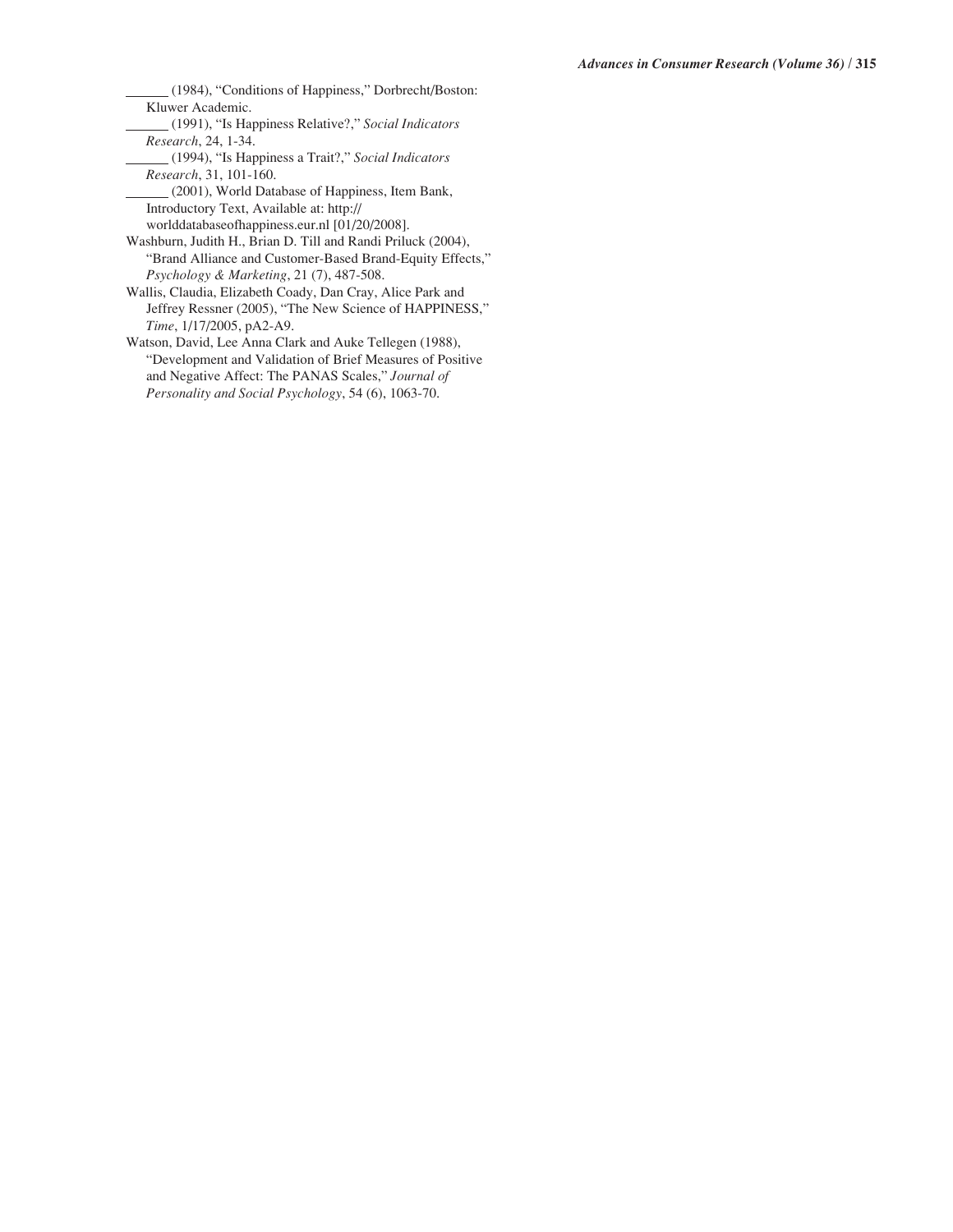\_\_\_\_\_\_ (1984), "Conditions of Happiness," Dorbrecht/Boston: Kluwer Academic.

\_\_\_\_\_\_ (1991), "Is Happiness Relative?," *Social Indicators Research*, 24, 1-34.

\_\_\_\_\_\_ (1994), "Is Happiness a Trait?," *Social Indicators Research*, 31, 101-160.

\_\_\_\_\_\_ (2001), World Database of Happiness, Item Bank, Introductory Text, Available at: http://worlddatabaseofhappiness.eur.nl [01/20/2008].

Washburn, Judith H., Brian D. Till and Randi Priluck (2004), "Brand Alliance and Customer-Based Brand-Equity Effects," *Psychology & Marketing*, 21 (7), 487-508.

Wallis, Claudia, Elizabeth Coady, Dan Cray, Alice Park and Jeffrey Ressner (2005), "The New Science of HAPPINESS," *Time*, 1/17/2005, pA2-A9.

Watson, David, Lee Anna Clark and Auke Tellegen (1988), "Development and Validation of Brief Measures of Positive and Negative Affect: The PANAS Scales," *Journal of Personality and Social Psychology*, 54 (6), 1063-70.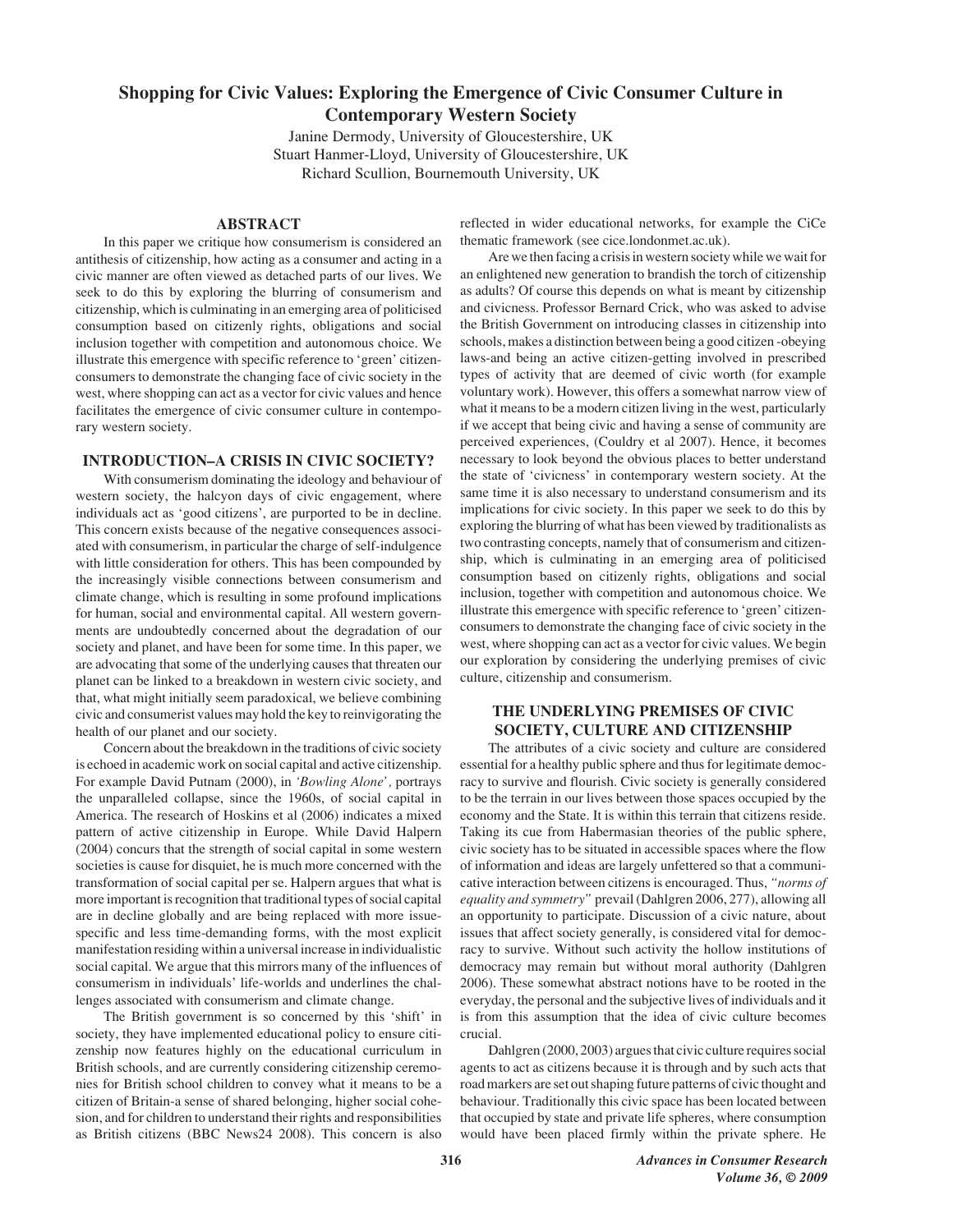# Shopping for Civic Values: Exploring the Emergence of Civic Consumer Culture in Contemporary Western Society

Janine Dermody, University of Gloucestershire, UK
Stuart Hanmer-Lloyd, University of Gloucestershire, UK
Richard Scullion, Bournemouth University, UK

## ABSTRACT

In this paper we critique how consumerism is considered an antithesis of citizenship, how acting as a consumer and acting in a civic manner are often viewed as detached parts of our lives. We seek to do this by exploring the blurring of consumerism and citizenship, which is culminating in an emerging area of politicised consumption based on citizenly rights, obligations and social inclusion together with competition and autonomous choice. We illustrate this emergence with specific reference to 'green' citizen-consumers to demonstrate the changing face of civic society in the west, where shopping can act as a vector for civic values and hence facilitates the emergence of civic consumer culture in contemporary western society.

## INTRODUCTION–A CRISIS IN CIVIC SOCIETY?

With consumerism dominating the ideology and behaviour of western society, the halcyon days of civic engagement, where individuals act as 'good citizens', are purported to be in decline. This concern exists because of the negative consequences associated with consumerism, in particular the charge of self-indulgence with little consideration for others. This has been compounded by the increasingly visible connections between consumerism and climate change, which is resulting in some profound implications for human, social and environmental capital. All western governments are undoubtedly concerned about the degradation of our society and planet, and have been for some time. In this paper, we are advocating that some of the underlying causes that threaten our planet can be linked to a breakdown in western civic society, and that, what might initially seem paradoxical, we believe combining civic and consumerist values may hold the key to reinvigorating the health of our planet and our society.

Concern about the breakdown in the traditions of civic society is echoed in academic work on social capital and active citizenship. For example David Putnam (2000), in *'Bowling Alone'*, portrays the unparalleled collapse, since the 1960s, of social capital in America. The research of Hoskins et al (2006) indicates a mixed pattern of active citizenship in Europe. While David Halpern (2004) concurs that the strength of social capital in some western societies is cause for disquiet, he is much more concerned with the transformation of social capital per se. Halpern argues that what is more important is recognition that traditional types of social capital are in decline globally and are being replaced with more issue-specific and less time-demanding forms, with the most explicit manifestation residing within a universal increase in individualistic social capital. We argue that this mirrors many of the influences of consumerism in individuals' life-worlds and underlines the challenges associated with consumerism and climate change.

The British government is so concerned by this 'shift' in society, they have implemented educational policy to ensure citizenship now features highly on the educational curriculum in British schools, and are currently considering citizenship ceremonies for British school children to convey what it means to be a citizen of Britain-a sense of shared belonging, higher social cohesion, and for children to understand their rights and responsibilities as British citizens (BBC News24 2008). This concern is also reflected in wider educational networks, for example the CiCe thematic framework (see cice.londonmet.ac.uk).

Are we then facing a crisis in western society while we wait for an enlightened new generation to brandish the torch of citizenship as adults? Of course this depends on what is meant by citizenship and civicness. Professor Bernard Crick, who was asked to advise the British Government on introducing classes in citizenship into schools, makes a distinction between being a good citizen -obeying laws-and being an active citizen-getting involved in prescribed types of activity that are deemed of civic worth (for example voluntary work). However, this offers a somewhat narrow view of what it means to be a modern citizen living in the west, particularly if we accept that being civic and having a sense of community are perceived experiences, (Couldry et al 2007). Hence, it becomes necessary to look beyond the obvious places to better understand the state of 'civicness' in contemporary western society. At the same time it is also necessary to understand consumerism and its implications for civic society. In this paper we seek to do this by exploring the blurring of what has been viewed by traditionalists as two contrasting concepts, namely that of consumerism and citizenship, which is culminating in an emerging area of politicised consumption based on citizenly rights, obligations and social inclusion, together with competition and autonomous choice. We illustrate this emergence with specific reference to 'green' citizen-consumers to demonstrate the changing face of civic society in the west, where shopping can act as a vector for civic values. We begin our exploration by considering the underlying premises of civic culture, citizenship and consumerism.

## THE UNDERLYING PREMISES OF CIVIC SOCIETY, CULTURE AND CITIZENSHIP

The attributes of a civic society and culture are considered essential for a healthy public sphere and thus for legitimate democracy to survive and flourish. Civic society is generally considered to be the terrain in our lives between those spaces occupied by the economy and the State. It is within this terrain that citizens reside. Taking its cue from Habermasian theories of the public sphere, civic society has to be situated in accessible spaces where the flow of information and ideas are largely unfettered so that a communicative interaction between citizens is encouraged. Thus, *"norms of equality and symmetry"* prevail (Dahlgren 2006, 277), allowing all an opportunity to participate. Discussion of a civic nature, about issues that affect society generally, is considered vital for democracy to survive. Without such activity the hollow institutions of democracy may remain but without moral authority (Dahlgren 2006). These somewhat abstract notions have to be rooted in the everyday, the personal and the subjective lives of individuals and it is from this assumption that the idea of civic culture becomes crucial.

Dahlgren (2000, 2003) argues that civic culture requires social agents to act as citizens because it is through and by such acts that road markers are set out shaping future patterns of civic thought and behaviour. Traditionally this civic space has been located between that occupied by state and private life spheres, where consumption would have been placed firmly within the private sphere. He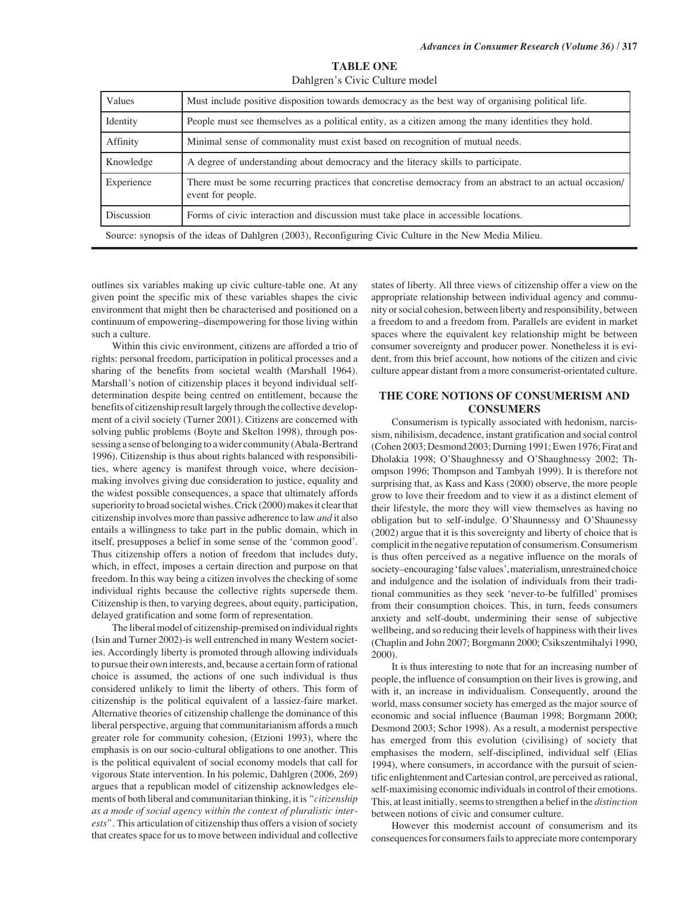**TABLE ONE**

Dahlgren's Civic Culture model

| Values | Must include positive disposition towards democracy as the best way of organising political life. |
|---|---|
| Identity | People must see themselves as a political entity, as a citizen among the many identities they hold. |
| Affinity | Minimal sense of commonality must exist based on recognition of mutual needs. |
| Knowledge | A degree of understanding about democracy and the literacy skills to participate. |
| Experience | There must be some recurring practices that concretise democracy from an abstract to an actual occasion/ event for people. |
| Discussion | Forms of civic interaction and discussion must take place in accessible locations. |

Source: synopsis of the ideas of Dahlgren (2003), Reconfiguring Civic Culture in the New Media Milieu.

outlines six variables making up civic culture-table one. At any given point the specific mix of these variables shapes the civic environment that might then be characterised and positioned on a continuum of empowering–disempowering for those living within such a culture.

Within this civic environment, citizens are afforded a trio of rights: personal freedom, participation in political processes and a sharing of the benefits from societal wealth (Marshall 1964). Marshall's notion of citizenship places it beyond individual self-determination despite being centred on entitlement, because the benefits of citizenship result largely through the collective development of a civil society (Turner 2001). Citizens are concerned with solving public problems (Boyte and Skelton 1998), through possessing a sense of belonging to a wider community (Abala-Bertrand 1996). Citizenship is thus about rights balanced with responsibilities, where agency is manifest through voice, where decision-making involves giving due consideration to justice, equality and the widest possible consequences, a space that ultimately affords superiority to broad societal wishes. Crick (2000) makes it clear that citizenship involves more than passive adherence to law *and* it also entails a willingness to take part in the public domain, which in itself, presupposes a belief in some sense of the 'common good'. Thus citizenship offers a notion of freedom that includes duty, which, in effect, imposes a certain direction and purpose on that freedom. In this way being a citizen involves the checking of some individual rights because the collective rights supersede them. Citizenship is then, to varying degrees, about equity, participation, delayed gratification and some form of representation.

The liberal model of citizenship-premised on individual rights (Isin and Turner 2002)-is well entrenched in many Western societies. Accordingly liberty is promoted through allowing individuals to pursue their own interests, and, because a certain form of rational choice is assumed, the actions of one such individual is thus considered unlikely to limit the liberty of others. This form of citizenship is the political equivalent of a lassiez-faire market. Alternative theories of citizenship challenge the dominance of this liberal perspective, arguing that communitarianism affords a much greater role for community cohesion, (Etzioni 1993), where the emphasis is on our socio-cultural obligations to one another. This is the political equivalent of social economy models that call for vigorous State intervention. In his polemic, Dahlgren (2006, 269) argues that a republican model of citizenship acknowledges elements of both liberal and communitarian thinking, it is *"citizenship as a mode of social agency within the context of pluralistic interests"*. This articulation of citizenship thus offers a vision of society that creates space for us to move between individual and collective states of liberty. All three views of citizenship offer a view on the appropriate relationship between individual agency and community or social cohesion, between liberty and responsibility, between a freedom to and a freedom from. Parallels are evident in market spaces where the equivalent key relationship might be between consumer sovereignty and producer power. Nonetheless it is evident, from this brief account, how notions of the citizen and civic culture appear distant from a more consumerist-orientated culture.

## THE CORE NOTIONS OF CONSUMERISM AND CONSUMERS

Consumerism is typically associated with hedonism, narcissism, nihilisism, decadence, instant gratification and social control (Cohen 2003; Desmond 2003; Durning 1991; Ewen 1976; Firat and Dholakia 1998; O'Shaughnessy and O'Shaughnessy 2002; Thompson 1996; Thompson and Tambyah 1999). It is therefore not surprising that, as Kass and Kass (2000) observe, the more people grow to love their freedom and to view it as a distinct element of their lifestyle, the more they will view themselves as having no obligation but to self-indulge. O'Shaunnessy and O'Shaunessy (2002) argue that it is this sovereignty and liberty of choice that is complicit in the negative reputation of consumerism. Consumerism is thus often perceived as a negative influence on the morals of society–encouraging 'false values', materialism, unrestrained choice and indulgence and the isolation of individuals from their traditional communities as they seek 'never-to-be fulfilled' promises from their consumption choices. This, in turn, feeds consumers anxiety and self-doubt, undermining their sense of subjective wellbeing, and so reducing their levels of happiness with their lives (Chaplin and John 2007; Borgmann 2000; Csikszentmihalyi 1990, 2000).

It is thus interesting to note that for an increasing number of people, the influence of consumption on their lives is growing, and with it, an increase in individualism. Consequently, around the world, mass consumer society has emerged as the major source of economic and social influence (Bauman 1998; Borgmann 2000; Desmond 2003; Schor 1998). As a result, a modernist perspective has emerged from this evolution (civilising) of society that emphasises the modern, self-disciplined, individual self (Elias 1994), where consumers, in accordance with the pursuit of scientific enlightenment and Cartesian control, are perceived as rational, self-maximising economic individuals in control of their emotions. This, at least initially, seems to strengthen a belief in the *distinction* between notions of civic and consumer culture.

However this modernist account of consumerism and its consequences for consumers fails to appreciate more contemporary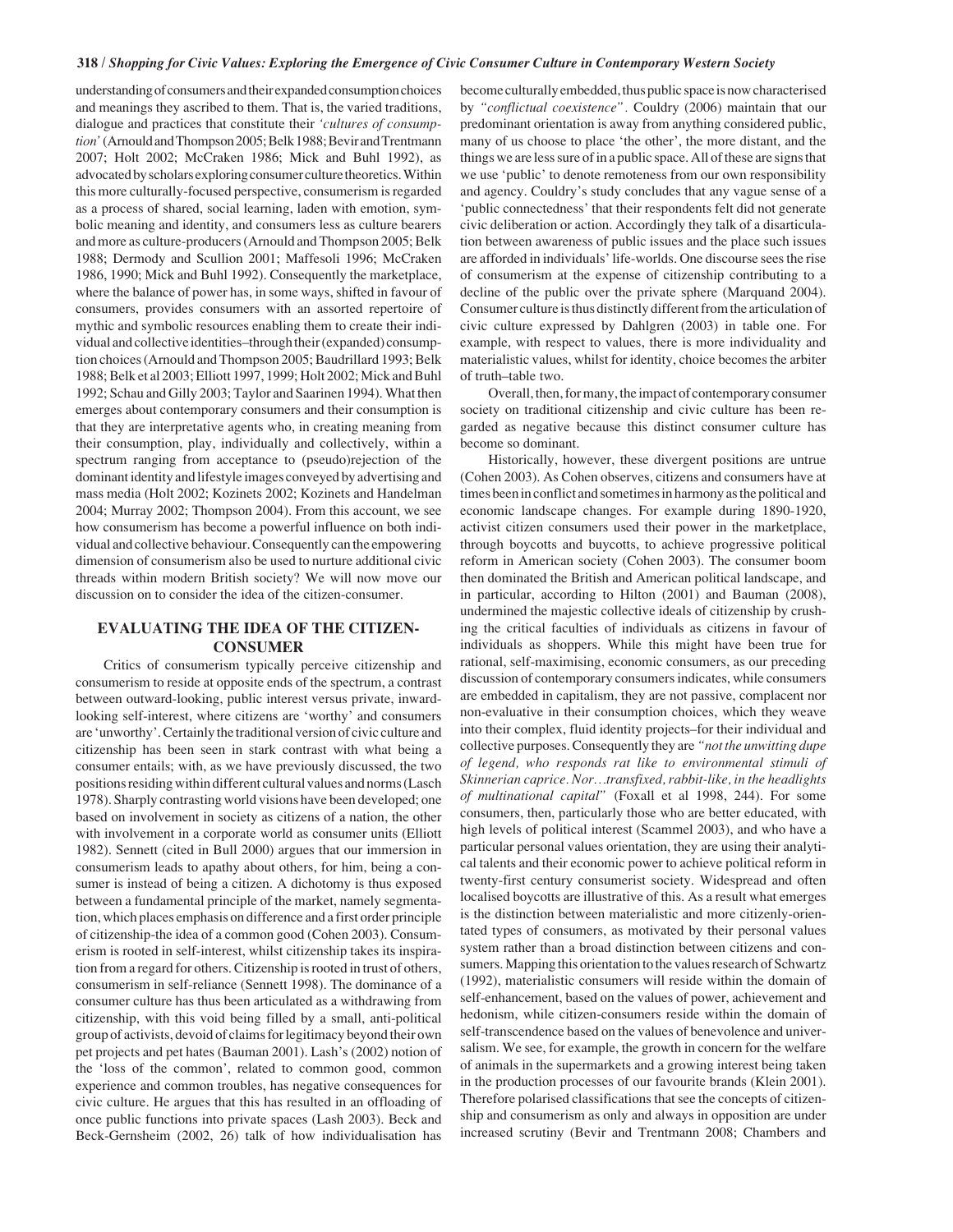understanding of consumers and their expanded consumption choices and meanings they ascribed to them. That is, the varied traditions, dialogue and practices that constitute their *'cultures of consumption'* (Arnould and Thompson 2005; Belk 1988; Bevir and Trentmann 2007; Holt 2002; McCraken 1986; Mick and Buhl 1992), as advocated by scholars exploring consumer culture theoretics. Within this more culturally-focused perspective, consumerism is regarded as a process of shared, social learning, laden with emotion, symbolic meaning and identity, and consumers less as culture bearers and more as culture-producers (Arnould and Thompson 2005; Belk 1988; Dermody and Scullion 2001; Maffesoli 1996; McCraken 1986, 1990; Mick and Buhl 1992). Consequently the marketplace, where the balance of power has, in some ways, shifted in favour of consumers, provides consumers with an assorted repertoire of mythic and symbolic resources enabling them to create their individual and collective identities–through their (expanded) consumption choices (Arnould and Thompson 2005; Baudrillard 1993; Belk 1988; Belk et al 2003; Elliott 1997, 1999; Holt 2002; Mick and Buhl 1992; Schau and Gilly 2003; Taylor and Saarinen 1994). What then emerges about contemporary consumers and their consumption is that they are interpretative agents who, in creating meaning from their consumption, play, individually and collectively, within a spectrum ranging from acceptance to (pseudo)rejection of the dominant identity and lifestyle images conveyed by advertising and mass media (Holt 2002; Kozinets 2002; Kozinets and Handelman 2004; Murray 2002; Thompson 2004). From this account, we see how consumerism has become a powerful influence on both individual and collective behaviour. Consequently can the empowering dimension of consumerism also be used to nurture additional civic threads within modern British society? We will now move our discussion on to consider the idea of the citizen-consumer.

## EVALUATING THE IDEA OF THE CITIZEN-CONSUMER

Critics of consumerism typically perceive citizenship and consumerism to reside at opposite ends of the spectrum, a contrast between outward-looking, public interest versus private, inward-looking self-interest, where citizens are 'worthy' and consumers are 'unworthy'. Certainly the traditional version of civic culture and citizenship has been seen in stark contrast with what being a consumer entails; with, as we have previously discussed, the two positions residing within different cultural values and norms (Lasch 1978). Sharply contrasting world visions have been developed; one based on involvement in society as citizens of a nation, the other with involvement in a corporate world as consumer units (Elliott 1982). Sennett (cited in Bull 2000) argues that our immersion in consumerism leads to apathy about others, for him, being a consumer is instead of being a citizen. A dichotomy is thus exposed between a fundamental principle of the market, namely segmentation, which places emphasis on difference and a first order principle of citizenship-the idea of a common good (Cohen 2003). Consumerism is rooted in self-interest, whilst citizenship takes its inspiration from a regard for others. Citizenship is rooted in trust of others, consumerism in self-reliance (Sennett 1998). The dominance of a consumer culture has thus been articulated as a withdrawing from citizenship, with this void being filled by a small, anti-political group of activists, devoid of claims for legitimacy beyond their own pet projects and pet hates (Bauman 2001). Lash's (2002) notion of the 'loss of the common', related to common good, common experience and common troubles, has negative consequences for civic culture. He argues that this has resulted in an offloading of once public functions into private spaces (Lash 2003). Beck and Beck-Gernsheim (2002, 26) talk of how individualisation has become culturally embedded, thus public space is now characterised by *"conflictual coexistence"*. Couldry (2006) maintain that our predominant orientation is away from anything considered public, many of us choose to place 'the other', the more distant, and the things we are less sure of in a public space. All of these are signs that we use 'public' to denote remoteness from our own responsibility and agency. Couldry's study concludes that any vague sense of a 'public connectedness' that their respondents felt did not generate civic deliberation or action. Accordingly they talk of a disarticulation between awareness of public issues and the place such issues are afforded in individuals' life-worlds. One discourse sees the rise of consumerism at the expense of citizenship contributing to a decline of the public over the private sphere (Marquand 2004). Consumer culture is thus distinctly different from the articulation of civic culture expressed by Dahlgren (2003) in table one. For example, with respect to values, there is more individuality and materialistic values, whilst for identity, choice becomes the arbiter of truth–table two.

Overall, then, for many, the impact of contemporary consumer society on traditional citizenship and civic culture has been regarded as negative because this distinct consumer culture has become so dominant.

Historically, however, these divergent positions are untrue (Cohen 2003). As Cohen observes, citizens and consumers have at times been in conflict and sometimes in harmony as the political and economic landscape changes. For example during 1890-1920, activist citizen consumers used their power in the marketplace, through boycotts and buycotts, to achieve progressive political reform in American society (Cohen 2003). The consumer boom then dominated the British and American political landscape, and in particular, according to Hilton (2001) and Bauman (2008), undermined the majestic collective ideals of citizenship by crushing the critical faculties of individuals as citizens in favour of individuals as shoppers. While this might have been true for rational, self-maximising, economic consumers, as our preceding discussion of contemporary consumers indicates, while consumers are embedded in capitalism, they are not passive, complacent nor non-evaluative in their consumption choices, which they weave into their complex, fluid identity projects–for their individual and collective purposes. Consequently they are *"not the unwitting dupe of legend, who responds rat like to environmental stimuli of Skinnerian caprice. Nor…transfixed, rabbit-like, in the headlights of multinational capital"* (Foxall et al 1998, 244). For some consumers, then, particularly those who are better educated, with high levels of political interest (Scammel 2003), and who have a particular personal values orientation, they are using their analytical talents and their economic power to achieve political reform in twenty-first century consumerist society. Widespread and often localised boycotts are illustrative of this. As a result what emerges is the distinction between materialistic and more citizenly-orientated types of consumers, as motivated by their personal values system rather than a broad distinction between citizens and consumers. Mapping this orientation to the values research of Schwartz (1992), materialistic consumers will reside within the domain of self-enhancement, based on the values of power, achievement and hedonism, while citizen-consumers reside within the domain of self-transcendence based on the values of benevolence and universalism. We see, for example, the growth in concern for the welfare of animals in the supermarkets and a growing interest being taken in the production processes of our favourite brands (Klein 2001). Therefore polarised classifications that see the concepts of citizenship and consumerism as only and always in opposition are under increased scrutiny (Bevir and Trentmann 2008; Chambers and